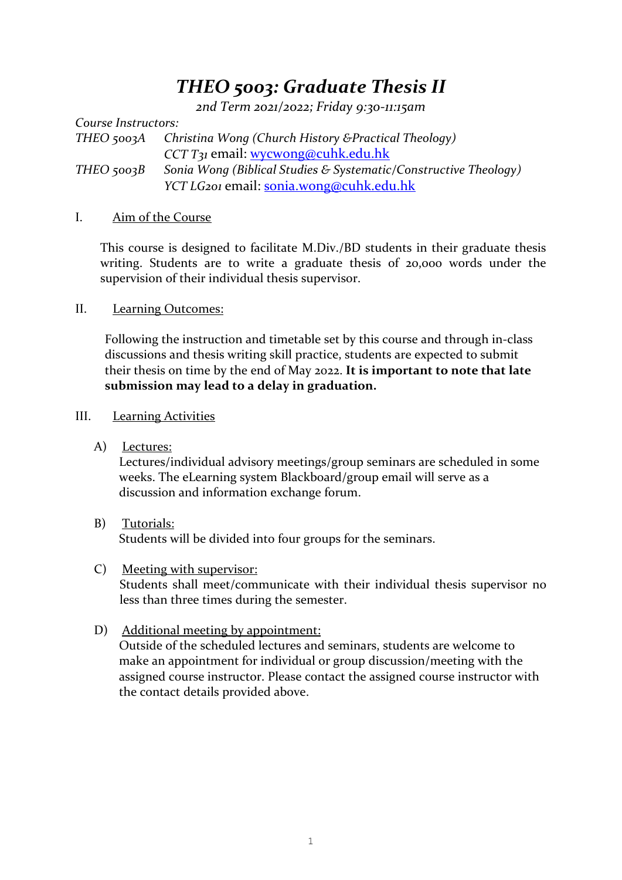# *THEO 5003: Graduate Thesis II*

*2nd Term 2021/2022; Friday 9:30-11:15am*

*Course Instructors:*

*THEO 5003A* *Christina Wong (Church History &Practical Theology)*
*CCT T31* email: wycwong@cuhk.edu.hk

*THEO 5003B* *Sonia Wong (Biblical Studies & Systematic/Constructive Theology)*
*YCT LG201* email: sonia.wong@cuhk.edu.hk

## I. Aim of the Course

This course is designed to facilitate M.Div./BD students in their graduate thesis writing. Students are to write a graduate thesis of 20,000 words under the supervision of their individual thesis supervisor.

## II. Learning Outcomes:

Following the instruction and timetable set by this course and through in-class discussions and thesis writing skill practice, students are expected to submit their thesis on time by the end of May 2022. **It is important to note that late submission may lead to a delay in graduation.**

## III. Learning Activities

A) Lectures:
Lectures/individual advisory meetings/group seminars are scheduled in some weeks. The eLearning system Blackboard/group email will serve as a discussion and information exchange forum.

B) Tutorials:
Students will be divided into four groups for the seminars.

C) Meeting with supervisor:
Students shall meet/communicate with their individual thesis supervisor no less than three times during the semester.

D) Additional meeting by appointment:
Outside of the scheduled lectures and seminars, students are welcome to make an appointment for individual or group discussion/meeting with the assigned course instructor. Please contact the assigned course instructor with the contact details provided above.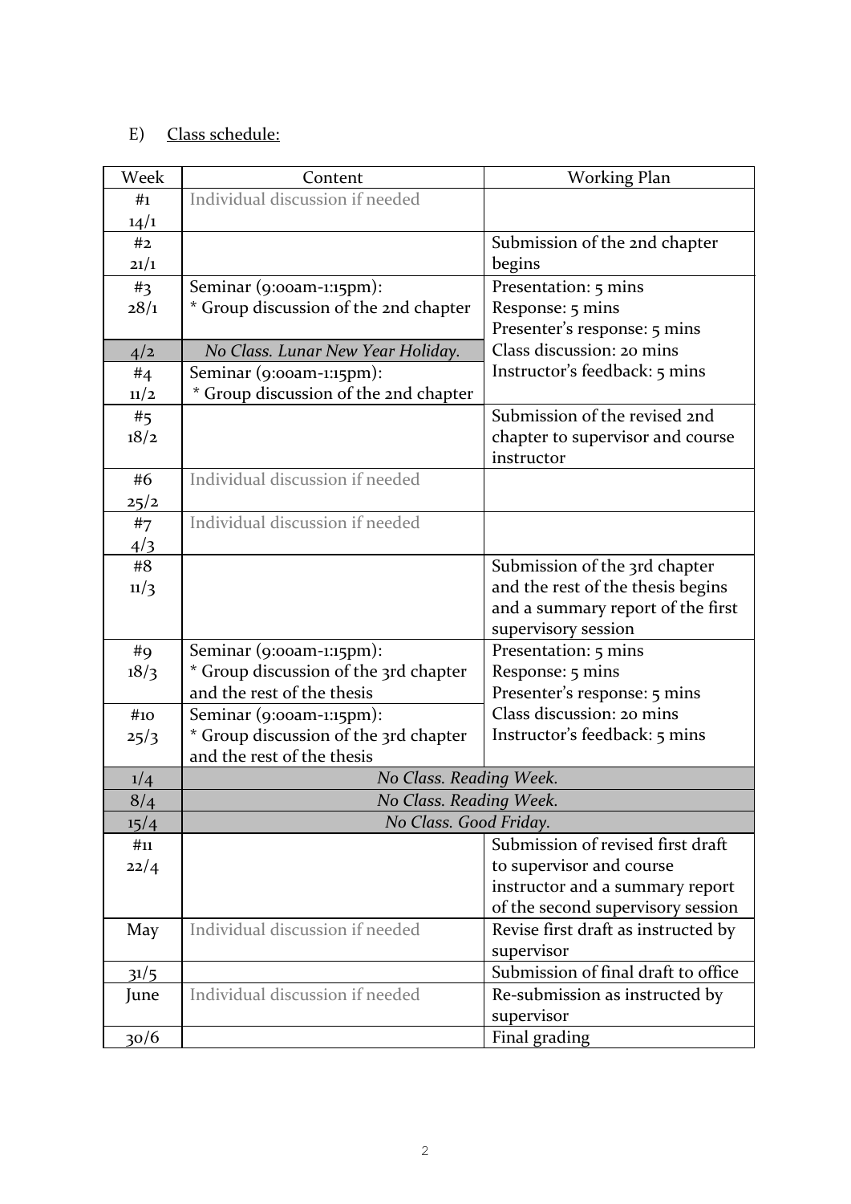E) <u>Class schedule:</u>

| Week | Content | Working Plan |
|---|---|---|
| #1 14/1 | Individual discussion if needed | |
| #2 21/1 | | Submission of the 2nd chapter begins |
| #3 28/1 | Seminar (9:00am-1:15pm): * Group discussion of the 2nd chapter | Presentation: 5 mins Response: 5 mins Presenter's response: 5 mins Class discussion: 20 mins Instructor's feedback: 5 mins |
| 4/2 | *No Class. Lunar New Year Holiday.* | |
| #4 11/2 | Seminar (9:00am-1:15pm): * Group discussion of the 2nd chapter | |
| #5 18/2 | | Submission of the revised 2nd chapter to supervisor and course instructor |
| #6 25/2 | Individual discussion if needed | |
| #7 4/3 | Individual discussion if needed | |
| #8 11/3 | | Submission of the 3rd chapter and the rest of the thesis begins and a summary report of the first supervisory session |
| #9 18/3 | Seminar (9:00am-1:15pm): * Group discussion of the 3rd chapter and the rest of the thesis | Presentation: 5 mins Response: 5 mins Presenter's response: 5 mins Class discussion: 20 mins Instructor's feedback: 5 mins |
| #10 25/3 | Seminar (9:00am-1:15pm): * Group discussion of the 3rd chapter and the rest of the thesis | |
| 1/4 | *No Class. Reading Week.* | |
| 8/4 | *No Class. Reading Week.* | |
| 15/4 | *No Class. Good Friday.* | |
| #11 22/4 | | Submission of revised first draft to supervisor and course instructor and a summary report of the second supervisory session |
| May | Individual discussion if needed | Revise first draft as instructed by supervisor |
| 31/5 | | Submission of final draft to office |
| June | Individual discussion if needed | Re-submission as instructed by supervisor |
| 30/6 | | Final grading |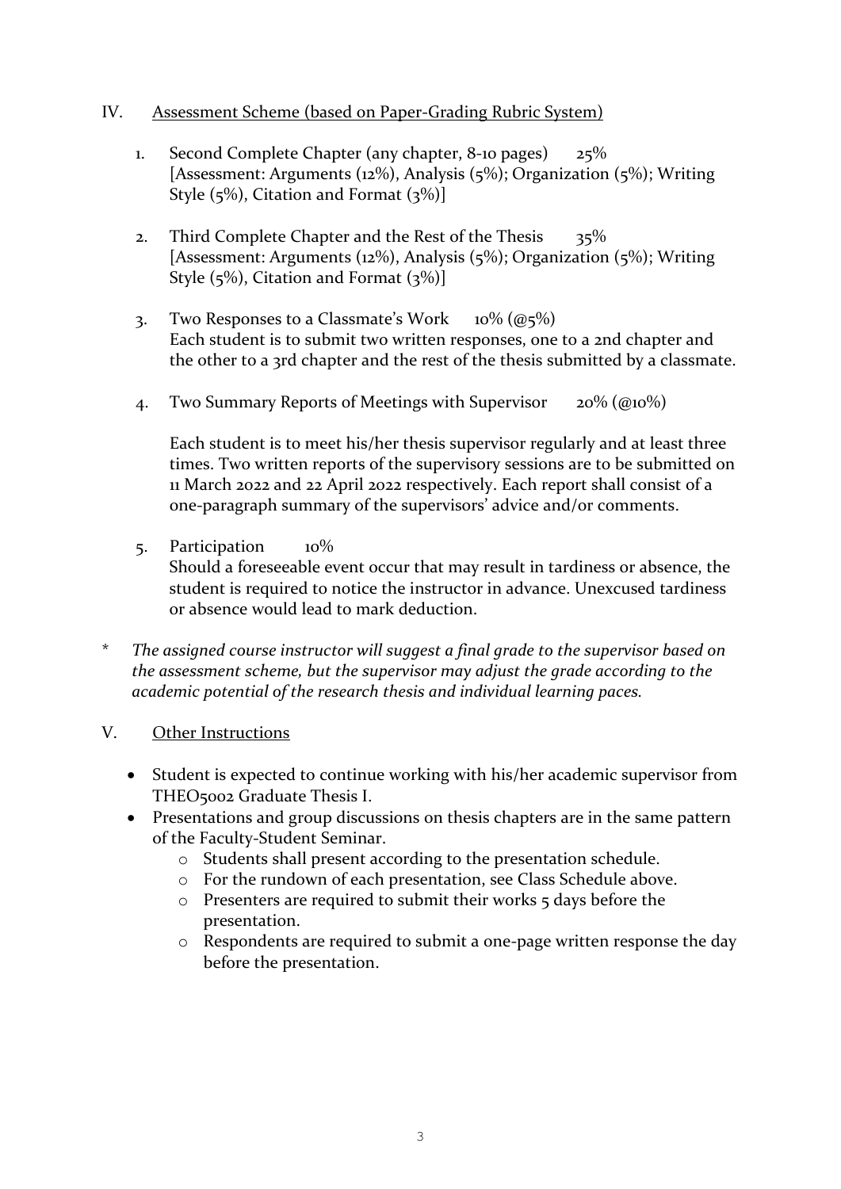## IV. Assessment Scheme (based on Paper-Grading Rubric System)

1. Second Complete Chapter (any chapter, 8-10 pages) 25%
   [Assessment: Arguments (12%), Analysis (5%); Organization (5%); Writing Style (5%), Citation and Format (3%)]

2. Third Complete Chapter and the Rest of the Thesis 35%
   [Assessment: Arguments (12%), Analysis (5%); Organization (5%); Writing Style (5%), Citation and Format (3%)]

3. Two Responses to a Classmate's Work 10% (@5%)
   Each student is to submit two written responses, one to a 2nd chapter and the other to a 3rd chapter and the rest of the thesis submitted by a classmate.

4. Two Summary Reports of Meetings with Supervisor 20% (@10%)

   Each student is to meet his/her thesis supervisor regularly and at least three times. Two written reports of the supervisory sessions are to be submitted on 11 March 2022 and 22 April 2022 respectively. Each report shall consist of a one-paragraph summary of the supervisors' advice and/or comments.

5. Participation 10%
   Should a foreseeable event occur that may result in tardiness or absence, the student is required to notice the instructor in advance. Unexcused tardiness or absence would lead to mark deduction.

\* *The assigned course instructor will suggest a final grade to the supervisor based on the assessment scheme, but the supervisor may adjust the grade according to the academic potential of the research thesis and individual learning paces.*

## V. Other Instructions

- Student is expected to continue working with his/her academic supervisor from THEO5002 Graduate Thesis I.
- Presentations and group discussions on thesis chapters are in the same pattern of the Faculty-Student Seminar.
  - Students shall present according to the presentation schedule.
  - For the rundown of each presentation, see Class Schedule above.
  - Presenters are required to submit their works 5 days before the presentation.
  - Respondents are required to submit a one-page written response the day before the presentation.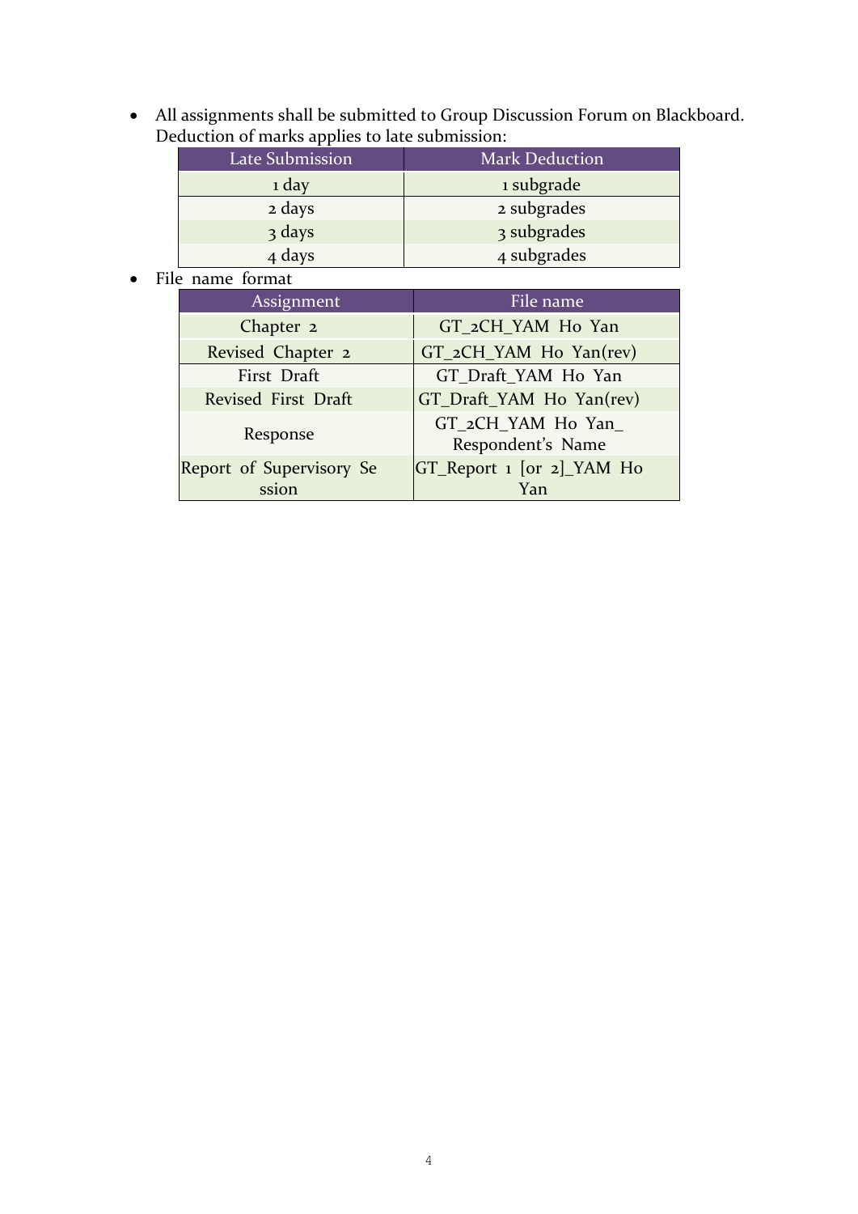- All assignments shall be submitted to Group Discussion Forum on Blackboard. Deduction of marks applies to late submission:

| Late Submission | Mark Deduction |
| --- | --- |
| 1 day | 1 subgrade |
| 2 days | 2 subgrades |
| 3 days | 3 subgrades |
| 4 days | 4 subgrades |

- File name format

| Assignment | File name |
| --- | --- |
| Chapter 2 | GT_2CH_YAM Ho Yan |
| Revised Chapter 2 | GT_2CH_YAM Ho Yan(rev) |
| First Draft | GT_Draft_YAM Ho Yan |
| Revised First Draft | GT_Draft_YAM Ho Yan(rev) |
| Response | GT_2CH_YAM Ho Yan_ Respondent's Name |
| Report of Supervisory Session | GT_Report 1 [or 2]_YAM Ho Yan |